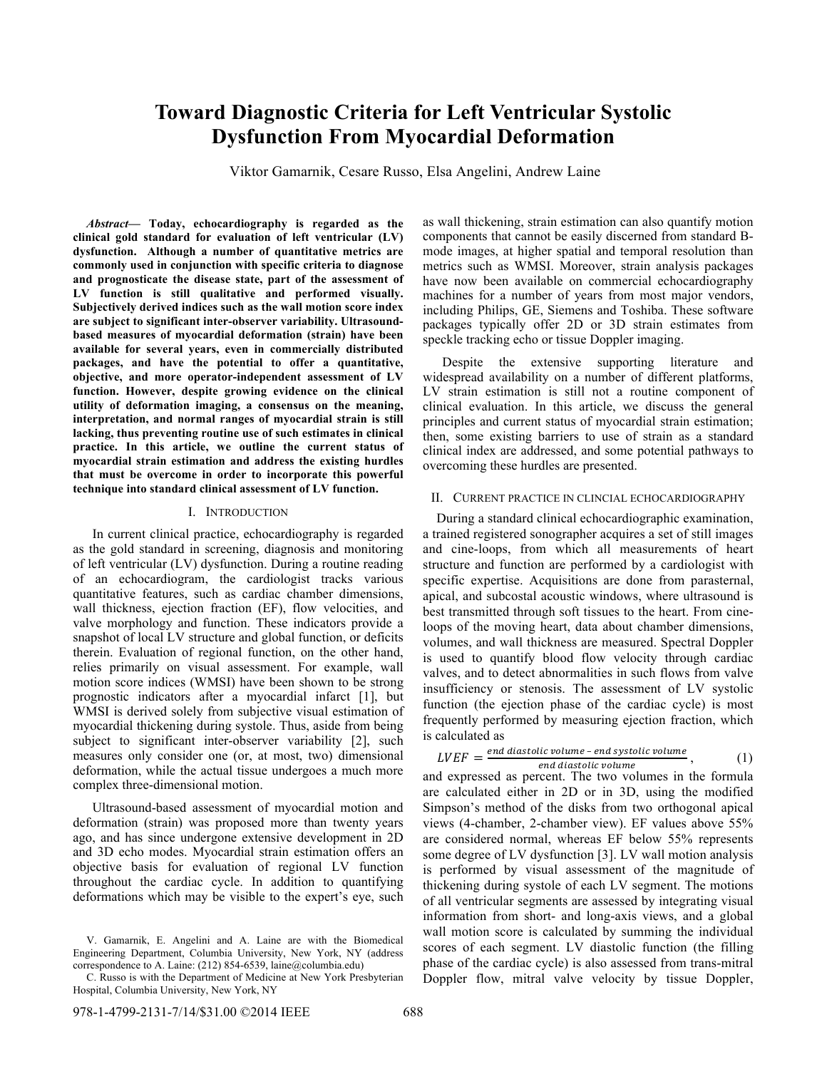# Toward Diagnostic Criteria for Left Ventricular Systolic Dysfunction From Myocardial Deformation

Viktor Gamarnik, Cesare Russo, Elsa Angelini, Andrew Laine

***Abstract*— Today, echocardiography is regarded as the clinical gold standard for evaluation of left ventricular (LV) dysfunction. Although a number of quantitative metrics are commonly used in conjunction with specific criteria to diagnose and prognosticate the disease state, part of the assessment of LV function is still qualitative and performed visually. Subjectively derived indices such as the wall motion score index are subject to significant inter-observer variability. Ultrasound-based measures of myocardial deformation (strain) have been available for several years, even in commercially distributed packages, and have the potential to offer a quantitative, objective, and more operator-independent assessment of LV function. However, despite growing evidence on the clinical utility of deformation imaging, a consensus on the meaning, interpretation, and normal ranges of myocardial strain is still lacking, thus preventing routine use of such estimates in clinical practice. In this article, we outline the current status of myocardial strain estimation and address the existing hurdles that must be overcome in order to incorporate this powerful technique into standard clinical assessment of LV function.**

## I. Introduction

In current clinical practice, echocardiography is regarded as the gold standard in screening, diagnosis and monitoring of left ventricular (LV) dysfunction. During a routine reading of an echocardiogram, the cardiologist tracks various quantitative features, such as cardiac chamber dimensions, wall thickness, ejection fraction (EF), flow velocities, and valve morphology and function. These indicators provide a snapshot of local LV structure and global function, or deficits therein. Evaluation of regional function, on the other hand, relies primarily on visual assessment. For example, wall motion score indices (WMSI) have been shown to be strong prognostic indicators after a myocardial infarct [1], but WMSI is derived solely from subjective visual estimation of myocardial thickening during systole. Thus, aside from being subject to significant inter-observer variability [2], such measures only consider one (or, at most, two) dimensional deformation, while the actual tissue undergoes a much more complex three-dimensional motion.

Ultrasound-based assessment of myocardial motion and deformation (strain) was proposed more than twenty years ago, and has since undergone extensive development in 2D and 3D echo modes. Myocardial strain estimation offers an objective basis for evaluation of regional LV function throughout the cardiac cycle. In addition to quantifying deformations which may be visible to the expert's eye, such as wall thickening, strain estimation can also quantify motion components that cannot be easily discerned from standard B-mode images, at higher spatial and temporal resolution than metrics such as WMSI. Moreover, strain analysis packages have now been available on commercial echocardiography machines for a number of years from most major vendors, including Philips, GE, Siemens and Toshiba. These software packages typically offer 2D or 3D strain estimates from speckle tracking echo or tissue Doppler imaging.

Despite the extensive supporting literature and widespread availability on a number of different platforms, LV strain estimation is still not a routine component of clinical evaluation. In this article, we discuss the general principles and current status of myocardial strain estimation; then, some existing barriers to use of strain as a standard clinical index are addressed, and some potential pathways to overcoming these hurdles are presented.

## II. Current practice in clincial echocardiography

During a standard clinical echocardiographic examination, a trained registered sonographer acquires a set of still images and cine-loops, from which all measurements of heart structure and function are performed by a cardiologist with specific expertise. Acquisitions are done from parasternal, apical, and subcostal acoustic windows, where ultrasound is best transmitted through soft tissues to the heart. From cine-loops of the moving heart, data about chamber dimensions, volumes, and wall thickness are measured. Spectral Doppler is used to quantify blood flow velocity through cardiac valves, and to detect abnormalities in such flows from valve insufficiency or stenosis. The assessment of LV systolic function (the ejection phase of the cardiac cycle) is most frequently performed by measuring ejection fraction, which is calculated as

$$LVEF = \frac{end\ diastolic\ volume - end\ systolic\ volume}{end\ diastolic\ volume}, \quad (1)$$

and expressed as percent. The two volumes in the formula are calculated either in 2D or in 3D, using the modified Simpson's method of the disks from two orthogonal apical views (4-chamber, 2-chamber view). EF values above 55% are considered normal, whereas EF below 55% represents some degree of LV dysfunction [3]. LV wall motion analysis is performed by visual assessment of the magnitude of thickening during systole of each LV segment. The motions of all ventricular segments are assessed by integrating visual information from short- and long-axis views, and a global wall motion score is calculated by summing the individual scores of each segment. LV diastolic function (the filling phase of the cardiac cycle) is also assessed from trans-mitral Doppler flow, mitral valve velocity by tissue Doppler,

V. Gamarnik, E. Angelini and A. Laine are with the Biomedical Engineering Department, Columbia University, New York, NY (address correspondence to A. Laine: (212) 854-6539, laine@columbia.edu)

C. Russo is with the Department of Medicine at New York Presbyterian Hospital, Columbia University, New York, NY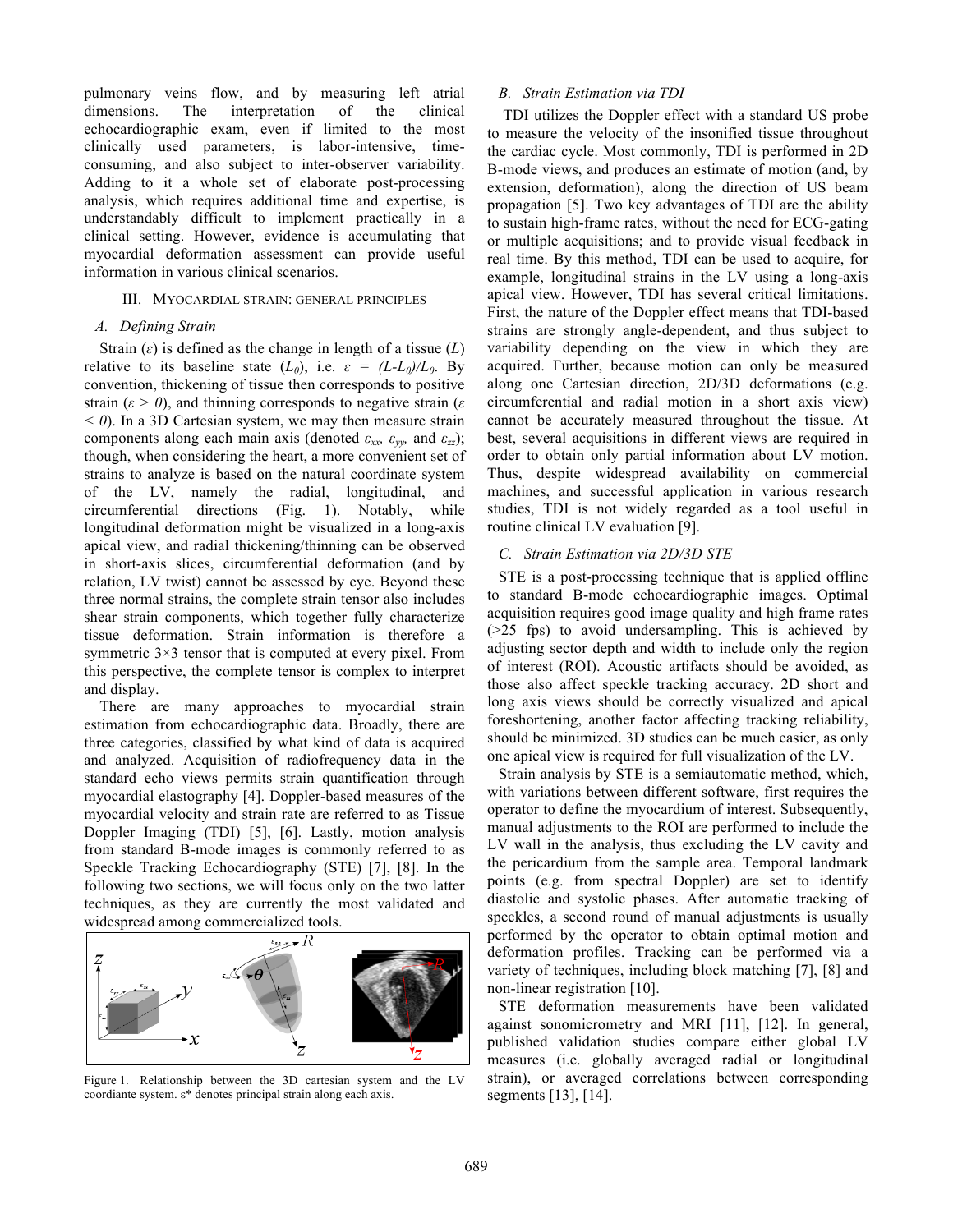pulmonary veins flow, and by measuring left atrial dimensions. The interpretation of the clinical echocardiographic exam, even if limited to the most clinically used parameters, is labor-intensive, time-consuming, and also subject to inter-observer variability. Adding to it a whole set of elaborate post-processing analysis, which requires additional time and expertise, is understandably difficult to implement practically in a clinical setting. However, evidence is accumulating that myocardial deformation assessment can provide useful information in various clinical scenarios.

## III. Myocardial strain: general principles

### A. Defining Strain

Strain ($\varepsilon$) is defined as the change in length of a tissue ($L$) relative to its baseline state ($L_0$), i.e. $\varepsilon = (L-L_0)/L_0$. By convention, thickening of tissue then corresponds to positive strain ($\varepsilon > 0$), and thinning corresponds to negative strain ($\varepsilon < 0$). In a 3D Cartesian system, we may then measure strain components along each main axis (denoted $\varepsilon_{xx}$, $\varepsilon_{yy}$, and $\varepsilon_{zz}$); though, when considering the heart, a more convenient set of strains to analyze is based on the natural coordinate system of the LV, namely the radial, longitudinal, and circumferential directions (Fig. 1). Notably, while longitudinal deformation might be visualized in a long-axis apical view, and radial thickening/thinning can be observed in short-axis slices, circumferential deformation (and by relation, LV twist) cannot be assessed by eye. Beyond these three normal strains, the complete strain tensor also includes shear strain components, which together fully characterize tissue deformation. Strain information is therefore a symmetric 3×3 tensor that is computed at every pixel. From this perspective, the complete tensor is complex to interpret and display.

There are many approaches to myocardial strain estimation from echocardiographic data. Broadly, there are three categories, classified by what kind of data is acquired and analyzed. Acquisition of radiofrequency data in the standard echo views permits strain quantification through myocardial elastography [4]. Doppler-based measures of the myocardial velocity and strain rate are referred to as Tissue Doppler Imaging (TDI) [5], [6]. Lastly, motion analysis from standard B-mode images is commonly referred to as Speckle Tracking Echocardiography (STE) [7], [8]. In the following two sections, we will focus only on the two latter techniques, as they are currently the most validated and widespread among commercialized tools.

Figure 1. Relationship between the 3D cartesian system and the LV coordiante system. ε* denotes principal strain along each axis.

### B. Strain Estimation via TDI

TDI utilizes the Doppler effect with a standard US probe to measure the velocity of the insonified tissue throughout the cardiac cycle. Most commonly, TDI is performed in 2D B-mode views, and produces an estimate of motion (and, by extension, deformation), along the direction of US beam propagation [5]. Two key advantages of TDI are the ability to sustain high-frame rates, without the need for ECG-gating or multiple acquisitions; and to provide visual feedback in real time. By this method, TDI can be used to acquire, for example, longitudinal strains in the LV using a long-axis apical view. However, TDI has several critical limitations. First, the nature of the Doppler effect means that TDI-based strains are strongly angle-dependent, and thus subject to variability depending on the view in which they are acquired. Further, because motion can only be measured along one Cartesian direction, 2D/3D deformations (e.g. circumferential and radial motion in a short axis view) cannot be accurately measured throughout the tissue. At best, several acquisitions in different views are required in order to obtain only partial information about LV motion. Thus, despite widespread availability on commercial machines, and successful application in various research studies, TDI is not widely regarded as a tool useful in routine clinical LV evaluation [9].

### C. Strain Estimation via 2D/3D STE

STE is a post-processing technique that is applied offline to standard B-mode echocardiographic images. Optimal acquisition requires good image quality and high frame rates (>25 fps) to avoid undersampling. This is achieved by adjusting sector depth and width to include only the region of interest (ROI). Acoustic artifacts should be avoided, as those also affect speckle tracking accuracy. 2D short and long axis views should be correctly visualized and apical foreshortening, another factor affecting tracking reliability, should be minimized. 3D studies can be much easier, as only one apical view is required for full visualization of the LV.

Strain analysis by STE is a semiautomatic method, which, with variations between different software, first requires the operator to define the myocardium of interest. Subsequently, manual adjustments to the ROI are performed to include the LV wall in the analysis, thus excluding the LV cavity and the pericardium from the sample area. Temporal landmark points (e.g. from spectral Doppler) are set to identify diastolic and systolic phases. After automatic tracking of speckles, a second round of manual adjustments is usually performed by the operator to obtain optimal motion and deformation profiles. Tracking can be performed via a variety of techniques, including block matching [7], [8] and non-linear registration [10].

STE deformation measurements have been validated against sonomicrometry and MRI [11], [12]. In general, published validation studies compare either global LV measures (i.e. globally averaged radial or longitudinal strain), or averaged correlations between corresponding segments [13], [14].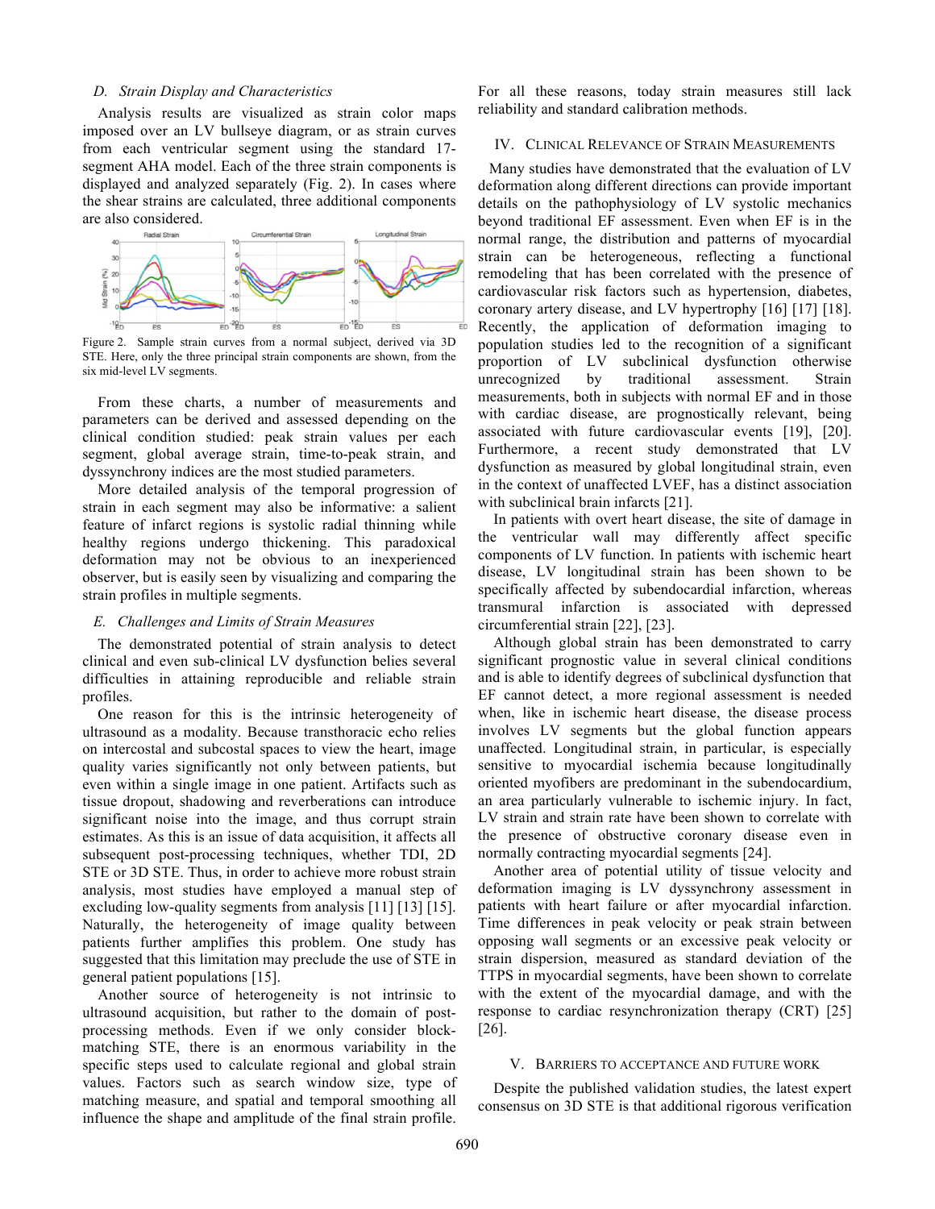### D. Strain Display and Characteristics

Analysis results are visualized as strain color maps imposed over an LV bullseye diagram, or as strain curves from each ventricular segment using the standard 17-segment AHA model. Each of the three strain components is displayed and analyzed separately (Fig. 2). In cases where the shear strains are calculated, three additional components are also considered.

Figure 2. Sample strain curves from a normal subject, derived via 3D STE. Here, only the three principal strain components are shown, from the six mid-level LV segments.

From these charts, a number of measurements and parameters can be derived and assessed depending on the clinical condition studied: peak strain values per each segment, global average strain, time-to-peak strain, and dyssynchrony indices are the most studied parameters.

More detailed analysis of the temporal progression of strain in each segment may also be informative: a salient feature of infarct regions is systolic radial thinning while healthy regions undergo thickening. This paradoxical deformation may not be obvious to an inexperienced observer, but is easily seen by visualizing and comparing the strain profiles in multiple segments.

### E. Challenges and Limits of Strain Measures

The demonstrated potential of strain analysis to detect clinical and even sub-clinical LV dysfunction belies several difficulties in attaining reproducible and reliable strain profiles.

One reason for this is the intrinsic heterogeneity of ultrasound as a modality. Because transthoracic echo relies on intercostal and subcostal spaces to view the heart, image quality varies significantly not only between patients, but even within a single image in one patient. Artifacts such as tissue dropout, shadowing and reverberations can introduce significant noise into the image, and thus corrupt strain estimates. As this is an issue of data acquisition, it affects all subsequent post-processing techniques, whether TDI, 2D STE or 3D STE. Thus, in order to achieve more robust strain analysis, most studies have employed a manual step of excluding low-quality segments from analysis [11] [13] [15]. Naturally, the heterogeneity of image quality between patients further amplifies this problem. One study has suggested that this limitation may preclude the use of STE in general patient populations [15].

Another source of heterogeneity is not intrinsic to ultrasound acquisition, but rather to the domain of post-processing methods. Even if we only consider block-matching STE, there is an enormous variability in the specific steps used to calculate regional and global strain values. Factors such as search window size, type of matching measure, and spatial and temporal smoothing all influence the shape and amplitude of the final strain profile. For all these reasons, today strain measures still lack reliability and standard calibration methods.

## IV. Clinical Relevance of Strain Measurements

Many studies have demonstrated that the evaluation of LV deformation along different directions can provide important details on the pathophysiology of LV systolic mechanics beyond traditional EF assessment. Even when EF is in the normal range, the distribution and patterns of myocardial strain can be heterogeneous, reflecting a functional remodeling that has been correlated with the presence of cardiovascular risk factors such as hypertension, diabetes, coronary artery disease, and LV hypertrophy [16] [17] [18]. Recently, the application of deformation imaging to population studies led to the recognition of a significant proportion of LV subclinical dysfunction otherwise unrecognized by traditional assessment. Strain measurements, both in subjects with normal EF and in those with cardiac disease, are prognostically relevant, being associated with future cardiovascular events [19], [20]. Furthermore, a recent study demonstrated that LV dysfunction as measured by global longitudinal strain, even in the context of unaffected LVEF, has a distinct association with subclinical brain infarcts [21].

In patients with overt heart disease, the site of damage in the ventricular wall may differently affect specific components of LV function. In patients with ischemic heart disease, LV longitudinal strain has been shown to be specifically affected by subendocardial infarction, whereas transmural infarction is associated with depressed circumferential strain [22], [23].

Although global strain has been demonstrated to carry significant prognostic value in several clinical conditions and is able to identify degrees of subclinical dysfunction that EF cannot detect, a more regional assessment is needed when, like in ischemic heart disease, the disease process involves LV segments but the global function appears unaffected. Longitudinal strain, in particular, is especially sensitive to myocardial ischemia because longitudinally oriented myofibers are predominant in the subendocardium, an area particularly vulnerable to ischemic injury. In fact, LV strain and strain rate have been shown to correlate with the presence of obstructive coronary disease even in normally contracting myocardial segments [24].

Another area of potential utility of tissue velocity and deformation imaging is LV dyssynchrony assessment in patients with heart failure or after myocardial infarction. Time differences in peak velocity or peak strain between opposing wall segments or an excessive peak velocity or strain dispersion, measured as standard deviation of the TTPS in myocardial segments, have been shown to correlate with the extent of the myocardial damage, and with the response to cardiac resynchronization therapy (CRT) [25] [26].

## V. Barriers to Acceptance and Future Work

Despite the published validation studies, the latest expert consensus on 3D STE is that additional rigorous verification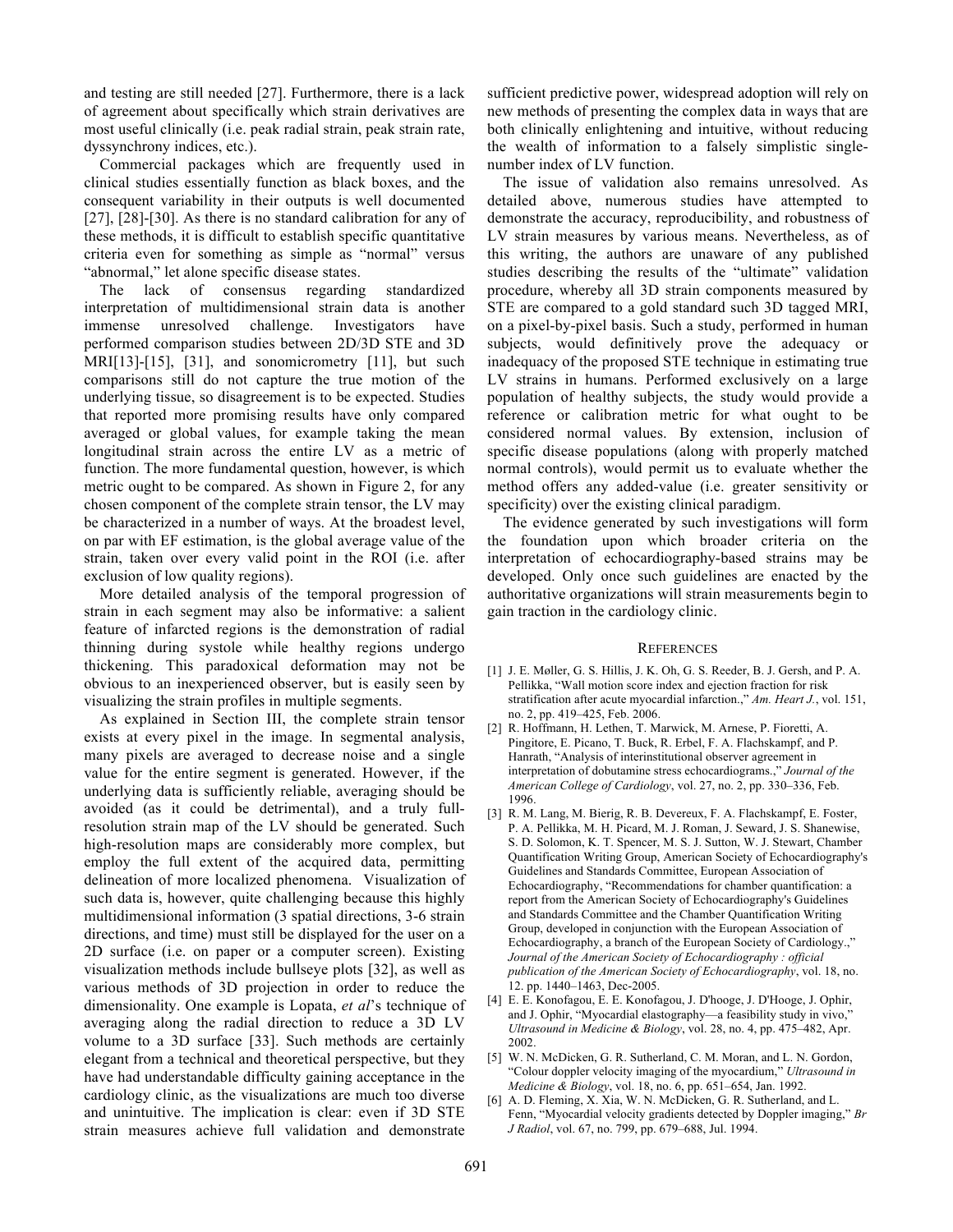and testing are still needed [27]. Furthermore, there is a lack of agreement about specifically which strain derivatives are most useful clinically (i.e. peak radial strain, peak strain rate, dyssynchrony indices, etc.).

Commercial packages which are frequently used in clinical studies essentially function as black boxes, and the consequent variability in their outputs is well documented [27], [28]-[30]. As there is no standard calibration for any of these methods, it is difficult to establish specific quantitative criteria even for something as simple as "normal" versus "abnormal," let alone specific disease states.

The lack of consensus regarding standardized interpretation of multidimensional strain data is another immense unresolved challenge. Investigators have performed comparison studies between 2D/3D STE and 3D MRI[13]-[15], [31], and sonomicrometry [11], but such comparisons still do not capture the true motion of the underlying tissue, so disagreement is to be expected. Studies that reported more promising results have only compared averaged or global values, for example taking the mean longitudinal strain across the entire LV as a metric of function. The more fundamental question, however, is which metric ought to be compared. As shown in Figure 2, for any chosen component of the complete strain tensor, the LV may be characterized in a number of ways. At the broadest level, on par with EF estimation, is the global average value of the strain, taken over every valid point in the ROI (i.e. after exclusion of low quality regions).

More detailed analysis of the temporal progression of strain in each segment may also be informative: a salient feature of infarcted regions is the demonstration of radial thinning during systole while healthy regions undergo thickening. This paradoxical deformation may not be obvious to an inexperienced observer, but is easily seen by visualizing the strain profiles in multiple segments.

As explained in Section III, the complete strain tensor exists at every pixel in the image. In segmental analysis, many pixels are averaged to decrease noise and a single value for the entire segment is generated. However, if the underlying data is sufficiently reliable, averaging should be avoided (as it could be detrimental), and a truly full-resolution strain map of the LV should be generated. Such high-resolution maps are considerably more complex, but employ the full extent of the acquired data, permitting delineation of more localized phenomena. Visualization of such data is, however, quite challenging because this highly multidimensional information (3 spatial directions, 3-6 strain directions, and time) must still be displayed for the user on a 2D surface (i.e. on paper or a computer screen). Existing visualization methods include bullseye plots [32], as well as various methods of 3D projection in order to reduce the dimensionality. One example is Lopata, *et al*'s technique of averaging along the radial direction to reduce a 3D LV volume to a 3D surface [33]. Such methods are certainly elegant from a technical and theoretical perspective, but they have had understandable difficulty gaining acceptance in the cardiology clinic, as the visualizations are much too diverse and unintuitive. The implication is clear: even if 3D STE strain measures achieve full validation and demonstrate sufficient predictive power, widespread adoption will rely on new methods of presenting the complex data in ways that are both clinically enlightening and intuitive, without reducing the wealth of information to a falsely simplistic single-number index of LV function.

The issue of validation also remains unresolved. As detailed above, numerous studies have attempted to demonstrate the accuracy, reproducibility, and robustness of LV strain measures by various means. Nevertheless, as of this writing, the authors are unaware of any published studies describing the results of the "ultimate" validation procedure, whereby all 3D strain components measured by STE are compared to a gold standard such 3D tagged MRI, on a pixel-by-pixel basis. Such a study, performed in human subjects, would definitively prove the adequacy or inadequacy of the proposed STE technique in estimating true LV strains in humans. Performed exclusively on a large population of healthy subjects, the study would provide a reference or calibration metric for what ought to be considered normal values. By extension, inclusion of specific disease populations (along with properly matched normal controls), would permit us to evaluate whether the method offers any added-value (i.e. greater sensitivity or specificity) over the existing clinical paradigm.

The evidence generated by such investigations will form the foundation upon which broader criteria on the interpretation of echocardiography-based strains may be developed. Only once such guidelines are enacted by the authoritative organizations will strain measurements begin to gain traction in the cardiology clinic.

## References

[1] J. E. Møller, G. S. Hillis, J. K. Oh, G. S. Reeder, B. J. Gersh, and P. A. Pellikka, "Wall motion score index and ejection fraction for risk stratification after acute myocardial infarction.," *Am. Heart J.*, vol. 151, no. 2, pp. 419–425, Feb. 2006.

[2] R. Hoffmann, H. Lethen, T. Marwick, M. Arnese, P. Fioretti, A. Pingitore, E. Picano, T. Buck, R. Erbel, F. A. Flachskampf, and P. Hanrath, "Analysis of interinstitutional observer agreement in interpretation of dobutamine stress echocardiograms.," *Journal of the American College of Cardiology*, vol. 27, no. 2, pp. 330–336, Feb. 1996.

[3] R. M. Lang, M. Bierig, R. B. Devereux, F. A. Flachskampf, E. Foster, P. A. Pellikka, M. H. Picard, M. J. Roman, J. Seward, J. S. Shanewise, S. D. Solomon, K. T. Spencer, M. S. J. Sutton, W. J. Stewart, Chamber Quantification Writing Group, American Society of Echocardiography's Guidelines and Standards Committee, European Association of Echocardiography, "Recommendations for chamber quantification: a report from the American Society of Echocardiography's Guidelines and Standards Committee and the Chamber Quantification Writing Group, developed in conjunction with the European Association of Echocardiography, a branch of the European Society of Cardiology.," *Journal of the American Society of Echocardiography : official publication of the American Society of Echocardiography*, vol. 18, no. 12. pp. 1440–1463, Dec-2005.

[4] E. E. Konofagou, E. E. Konofagou, J. D'hooge, J. D'Hooge, J. Ophir, and J. Ophir, "Myocardial elastography—a feasibility study in vivo," *Ultrasound in Medicine & Biology*, vol. 28, no. 4, pp. 475–482, Apr. 2002.

[5] W. N. McDicken, G. R. Sutherland, C. M. Moran, and L. N. Gordon, "Colour doppler velocity imaging of the myocardium," *Ultrasound in Medicine & Biology*, vol. 18, no. 6, pp. 651–654, Jan. 1992.

[6] A. D. Fleming, X. Xia, W. N. McDicken, G. R. Sutherland, and L. Fenn, "Myocardial velocity gradients detected by Doppler imaging," *Br J Radiol*, vol. 67, no. 799, pp. 679–688, Jul. 1994.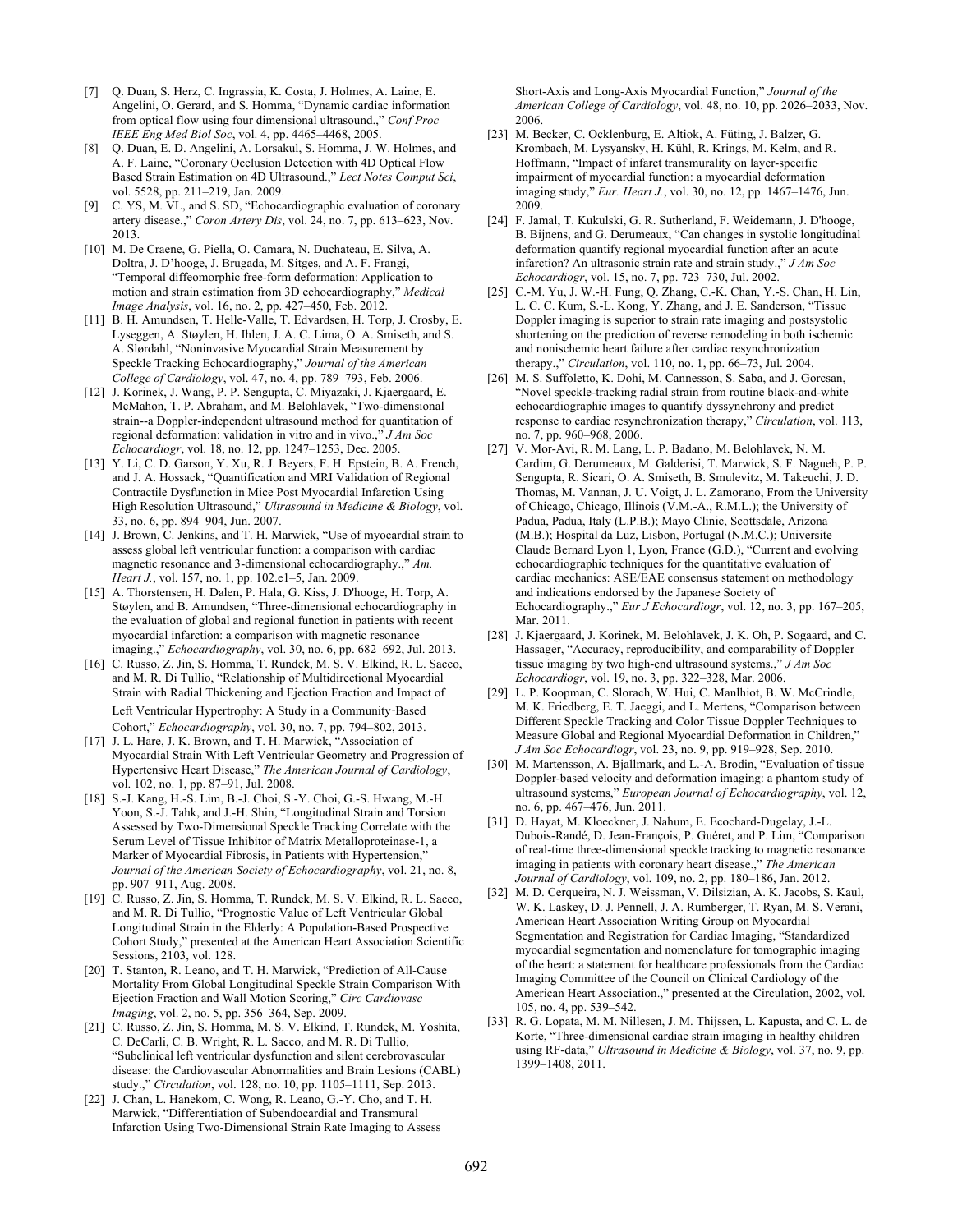[7] Q. Duan, S. Herz, C. Ingrassia, K. Costa, J. Holmes, A. Laine, E. Angelini, O. Gerard, and S. Homma, "Dynamic cardiac information from optical flow using four dimensional ultrasound.," *Conf Proc IEEE Eng Med Biol Soc*, vol. 4, pp. 4465–4468, 2005.

[8] Q. Duan, E. D. Angelini, A. Lorsakul, S. Homma, J. W. Holmes, and A. F. Laine, "Coronary Occlusion Detection with 4D Optical Flow Based Strain Estimation on 4D Ultrasound.," *Lect Notes Comput Sci*, vol. 5528, pp. 211–219, Jan. 2009.

[9] C. YS, M. VL, and S. SD, "Echocardiographic evaluation of coronary artery disease.," *Coron Artery Dis*, vol. 24, no. 7, pp. 613–623, Nov. 2013.

[10] M. De Craene, G. Piella, O. Camara, N. Duchateau, E. Silva, A. Doltra, J. D'hooge, J. Brugada, M. Sitges, and A. F. Frangi, "Temporal diffeomorphic free-form deformation: Application to motion and strain estimation from 3D echocardiography," *Medical Image Analysis*, vol. 16, no. 2, pp. 427–450, Feb. 2012.

[11] B. H. Amundsen, T. Helle-Valle, T. Edvardsen, H. Torp, J. Crosby, E. Lyseggen, A. Støylen, H. Ihlen, J. A. C. Lima, O. A. Smiseth, and S. A. Slørdahl, "Noninvasive Myocardial Strain Measurement by Speckle Tracking Echocardiography," *Journal of the American College of Cardiology*, vol. 47, no. 4, pp. 789–793, Feb. 2006.

[12] J. Korinek, J. Wang, P. P. Sengupta, C. Miyazaki, J. Kjaergaard, E. McMahon, T. P. Abraham, and M. Belohlavek, "Two-dimensional strain--a Doppler-independent ultrasound method for quantitation of regional deformation: validation in vitro and in vivo.," *J Am Soc Echocardiogr*, vol. 18, no. 12, pp. 1247–1253, Dec. 2005.

[13] Y. Li, C. D. Garson, Y. Xu, R. J. Beyers, F. H. Epstein, B. A. French, and J. A. Hossack, "Quantification and MRI Validation of Regional Contractile Dysfunction in Mice Post Myocardial Infarction Using High Resolution Ultrasound," *Ultrasound in Medicine & Biology*, vol. 33, no. 6, pp. 894–904, Jun. 2007.

[14] J. Brown, C. Jenkins, and T. H. Marwick, "Use of myocardial strain to assess global left ventricular function: a comparison with cardiac magnetic resonance and 3-dimensional echocardiography.," *Am. Heart J.*, vol. 157, no. 1, pp. 102.e1–5, Jan. 2009.

[15] A. Thorstensen, H. Dalen, P. Hala, G. Kiss, J. D'hooge, H. Torp, A. Støylen, and B. Amundsen, "Three-dimensional echocardiography in the evaluation of global and regional function in patients with recent myocardial infarction: a comparison with magnetic resonance imaging.," *Echocardiography*, vol. 30, no. 6, pp. 682–692, Jul. 2013.

[16] C. Russo, Z. Jin, S. Homma, T. Rundek, M. S. V. Elkind, R. L. Sacco, and M. R. Di Tullio, "Relationship of Multidirectional Myocardial Strain with Radial Thickening and Ejection Fraction and Impact of Left Ventricular Hypertrophy: A Study in a Community-Based Cohort," *Echocardiography*, vol. 30, no. 7, pp. 794–802, 2013.

[17] J. L. Hare, J. K. Brown, and T. H. Marwick, "Association of Myocardial Strain With Left Ventricular Geometry and Progression of Hypertensive Heart Disease," *The American Journal of Cardiology*, vol. 102, no. 1, pp. 87–91, Jul. 2008.

[18] S.-J. Kang, H.-S. Lim, B.-J. Choi, S.-Y. Choi, G.-S. Hwang, M.-H. Yoon, S.-J. Tahk, and J.-H. Shin, "Longitudinal Strain and Torsion Assessed by Two-Dimensional Speckle Tracking Correlate with the Serum Level of Tissue Inhibitor of Matrix Metalloproteinase-1, a Marker of Myocardial Fibrosis, in Patients with Hypertension," *Journal of the American Society of Echocardiography*, vol. 21, no. 8, pp. 907–911, Aug. 2008.

[19] C. Russo, Z. Jin, S. Homma, T. Rundek, M. S. V. Elkind, R. L. Sacco, and M. R. Di Tullio, "Prognostic Value of Left Ventricular Global Longitudinal Strain in the Elderly: A Population-Based Prospective Cohort Study," presented at the American Heart Association Scientific Sessions, 2103, vol. 128.

[20] T. Stanton, R. Leano, and T. H. Marwick, "Prediction of All-Cause Mortality From Global Longitudinal Speckle Strain Comparison With Ejection Fraction and Wall Motion Scoring," *Circ Cardiovasc Imaging*, vol. 2, no. 5, pp. 356–364, Sep. 2009.

[21] C. Russo, Z. Jin, S. Homma, M. S. V. Elkind, T. Rundek, M. Yoshita, C. DeCarli, C. B. Wright, R. L. Sacco, and M. R. Di Tullio, "Subclinical left ventricular dysfunction and silent cerebrovascular disease: the Cardiovascular Abnormalities and Brain Lesions (CABL) study.," *Circulation*, vol. 128, no. 10, pp. 1105–1111, Sep. 2013.

[22] J. Chan, L. Hanekom, C. Wong, R. Leano, G.-Y. Cho, and T. H. Marwick, "Differentiation of Subendocardial and Transmural Infarction Using Two-Dimensional Strain Rate Imaging to Assess Short-Axis and Long-Axis Myocardial Function," *Journal of the American College of Cardiology*, vol. 48, no. 10, pp. 2026–2033, Nov. 2006.

[23] M. Becker, C. Ocklenburg, E. Altiok, A. Füting, J. Balzer, G. Krombach, M. Lysyansky, H. Kühl, R. Krings, M. Kelm, and R. Hoffmann, "Impact of infarct transmurality on layer-specific impairment of myocardial function: a myocardial deformation imaging study," *Eur. Heart J.*, vol. 30, no. 12, pp. 1467–1476, Jun. 2009.

[24] F. Jamal, T. Kukulski, G. R. Sutherland, F. Weidemann, J. D'hooge, B. Bijnens, and G. Derumeaux, "Can changes in systolic longitudinal deformation quantify regional myocardial function after an acute infarction? An ultrasonic strain rate and strain study.," *J Am Soc Echocardiogr*, vol. 15, no. 7, pp. 723–730, Jul. 2002.

[25] C.-M. Yu, J. W.-H. Fung, Q. Zhang, C.-K. Chan, Y.-S. Chan, H. Lin, L. C. C. Kum, S.-L. Kong, Y. Zhang, and J. E. Sanderson, "Tissue Doppler imaging is superior to strain rate imaging and postsystolic shortening on the prediction of reverse remodeling in both ischemic and nonischemic heart failure after cardiac resynchronization therapy.," *Circulation*, vol. 110, no. 1, pp. 66–73, Jul. 2004.

[26] M. S. Suffoletto, K. Dohi, M. Cannesson, S. Saba, and J. Gorcsan, "Novel speckle-tracking radial strain from routine black-and-white echocardiographic images to quantify dyssynchrony and predict response to cardiac resynchronization therapy," *Circulation*, vol. 113, no. 7, pp. 960–968, 2006.

[27] V. Mor-Avi, R. M. Lang, L. P. Badano, M. Belohlavek, N. M. Cardim, G. Derumeaux, M. Galderisi, T. Marwick, S. F. Nagueh, P. P. Sengupta, R. Sicari, O. A. Smiseth, B. Smulevitz, M. Takeuchi, J. D. Thomas, M. Vannan, J. U. Voigt, J. L. Zamorano, From the University of Chicago, Chicago, Illinois (V.M.-A., R.M.L.); the University of Padua, Padua, Italy (L.P.B.); Mayo Clinic, Scottsdale, Arizona (M.B.); Hospital da Luz, Lisbon, Portugal (N.M.C.); Universite Claude Bernard Lyon 1, Lyon, France (G.D.), "Current and evolving echocardiographic techniques for the quantitative evaluation of cardiac mechanics: ASE/EAE consensus statement on methodology and indications endorsed by the Japanese Society of Echocardiography.," *Eur J Echocardiogr*, vol. 12, no. 3, pp. 167–205, Mar. 2011.

[28] J. Kjaergaard, J. Korinek, M. Belohlavek, J. K. Oh, P. Sogaard, and C. Hassager, "Accuracy, reproducibility, and comparability of Doppler tissue imaging by two high-end ultrasound systems.," *J Am Soc Echocardiogr*, vol. 19, no. 3, pp. 322–328, Mar. 2006.

[29] L. P. Koopman, C. Slorach, W. Hui, C. Manlhiot, B. W. McCrindle, M. K. Friedberg, E. T. Jaeggi, and L. Mertens, "Comparison between Different Speckle Tracking and Color Tissue Doppler Techniques to Measure Global and Regional Myocardial Deformation in Children," *J Am Soc Echocardiogr*, vol. 23, no. 9, pp. 919–928, Sep. 2010.

[30] M. Martensson, A. Bjallmark, and L.-A. Brodin, "Evaluation of tissue Doppler-based velocity and deformation imaging: a phantom study of ultrasound systems," *European Journal of Echocardiography*, vol. 12, no. 6, pp. 467–476, Jun. 2011.

[31] D. Hayat, M. Kloeckner, J. Nahum, E. Ecochard-Dugelay, J.-L. Dubois-Randé, D. Jean-François, P. Guéret, and P. Lim, "Comparison of real-time three-dimensional speckle tracking to magnetic resonance imaging in patients with coronary heart disease.," *The American Journal of Cardiology*, vol. 109, no. 2, pp. 180–186, Jan. 2012.

[32] M. D. Cerqueira, N. J. Weissman, V. Dilsizian, A. K. Jacobs, S. Kaul, W. K. Laskey, D. J. Pennell, J. A. Rumberger, T. Ryan, M. S. Verani, American Heart Association Writing Group on Myocardial Segmentation and Registration for Cardiac Imaging, "Standardized myocardial segmentation and nomenclature for tomographic imaging of the heart: a statement for healthcare professionals from the Cardiac Imaging Committee of the Council on Clinical Cardiology of the American Heart Association.," presented at the Circulation, 2002, vol. 105, no. 4, pp. 539–542.

[33] R. G. Lopata, M. M. Nillesen, J. M. Thijssen, L. Kapusta, and C. L. de Korte, "Three-dimensional cardiac strain imaging in healthy children using RF-data," *Ultrasound in Medicine & Biology*, vol. 37, no. 9, pp. 1399–1408, 2011.